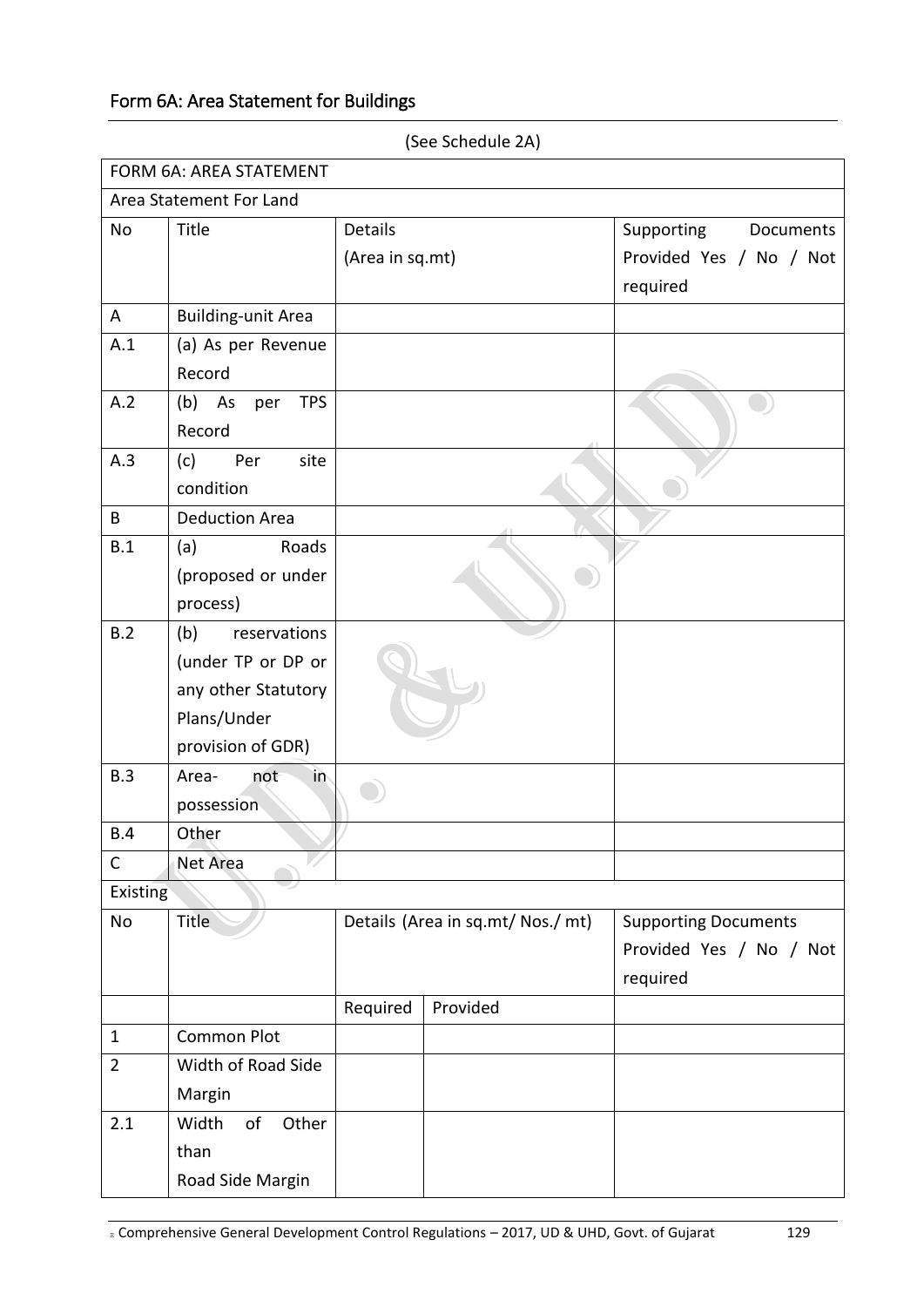## Form 6A: Area Statement for Buildings

(See Schedule 2A)

| FORM 6A: AREA STATEMENT | | | | |
|---|---|---|---|---|
| Area Statement For Land | | | | |
| No | Title | Details (Area in sq.mt) | | Supporting Documents Provided Yes / No / Not required |
| A | Building-unit Area | | | |
| A.1 | (a) As per Revenue Record | | | |
| A.2 | (b) As per TPS Record | | | |
| A.3 | (c) Per site condition | | | |
| B | Deduction Area | | | |
| B.1 | (a) Roads (proposed or under process) | | | |
| B.2 | (b) reservations (under TP or DP or any other Statutory Plans/Under provision of GDR) | | | |
| B.3 | Area- not in possession | | | |
| B.4 | Other | | | |
| C | Net Area | | | |
| Existing | | | | |
| No | Title | Details (Area in sq.mt/ Nos./ mt) | | Supporting Documents Provided Yes / No / Not required |
| | | Required | Provided | |
| 1 | Common Plot | | | |
| 2 | Width of Road Side Margin | | | |
| 2.1 | Width of Other than Road Side Margin | | | |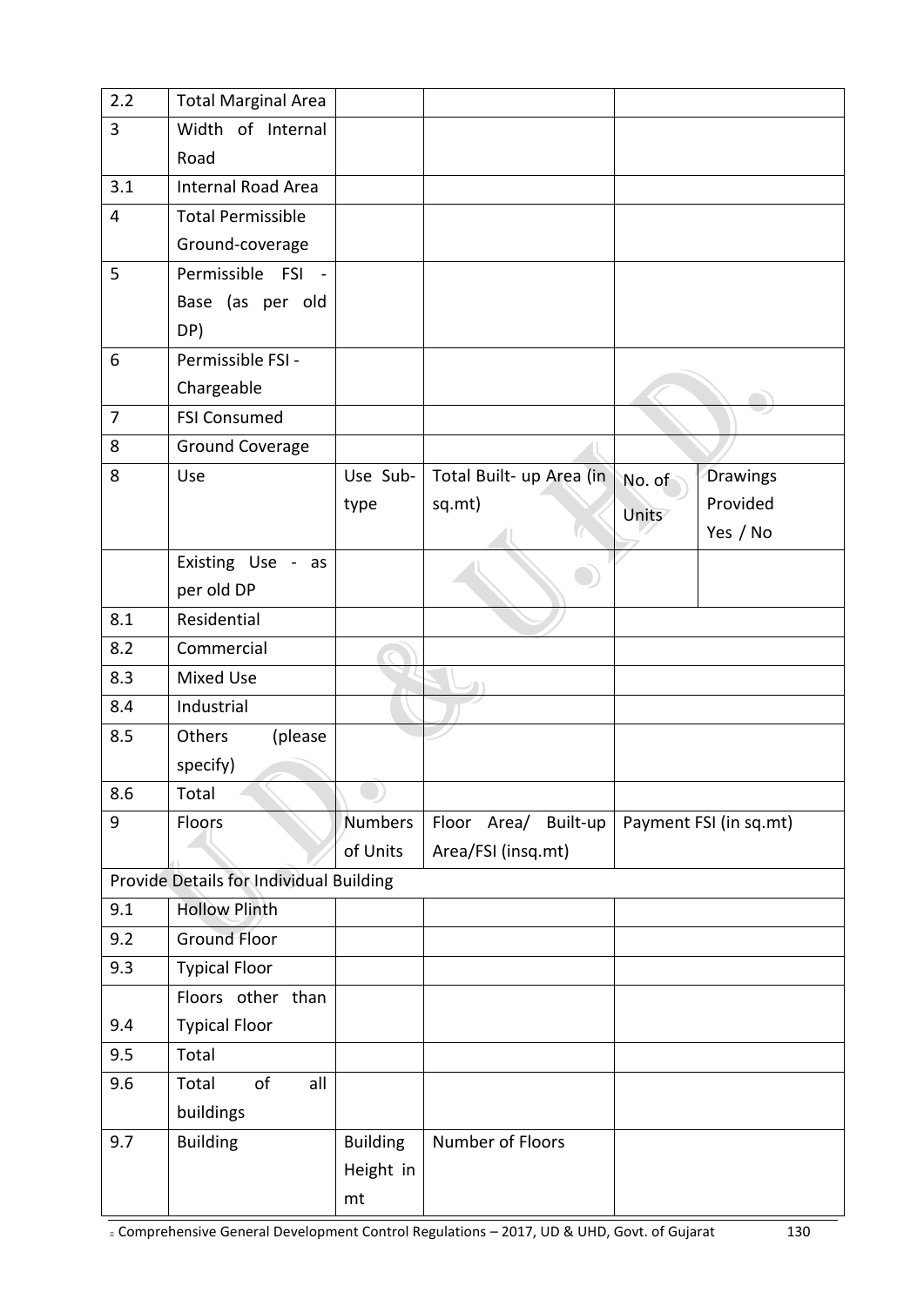| 2.2 | Total Marginal Area | | | | |
|---|---|---|---|---|---|
| 3 | Width of Internal Road | | | | |
| 3.1 | Internal Road Area | | | | |
| 4 | Total Permissible Ground-coverage | | | | |
| 5 | Permissible FSI - Base (as per old DP) | | | | |
| 6 | Permissible FSI - Chargeable | | | | |
| 7 | FSI Consumed | | | | |
| 8 | Ground Coverage | | | | |
| 8 | Use | Use Sub-type | Total Built- up Area (in sq.mt) | No. of Units | Drawings Provided Yes / No |
| | Existing Use - as per old DP | | | | |
| 8.1 | Residential | | | | |
| 8.2 | Commercial | | | | |
| 8.3 | Mixed Use | | | | |
| 8.4 | Industrial | | | | |
| 8.5 | Others (please specify) | | | | |
| 8.6 | Total | | | | |
| 9 | Floors | Numbers of Units | Floor Area/ Built-up Area/FSI (insq.mt) | Payment FSI (in sq.mt) | |
| Provide Details for Individual Building | | | | | |
| 9.1 | Hollow Plinth | | | | |
| 9.2 | Ground Floor | | | | |
| 9.3 | Typical Floor | | | | |
| 9.4 | Floors other than Typical Floor | | | | |
| 9.5 | Total | | | | |
| 9.6 | Total of all buildings | | | | |
| 9.7 | Building | Building Height in mt | Number of Floors | | |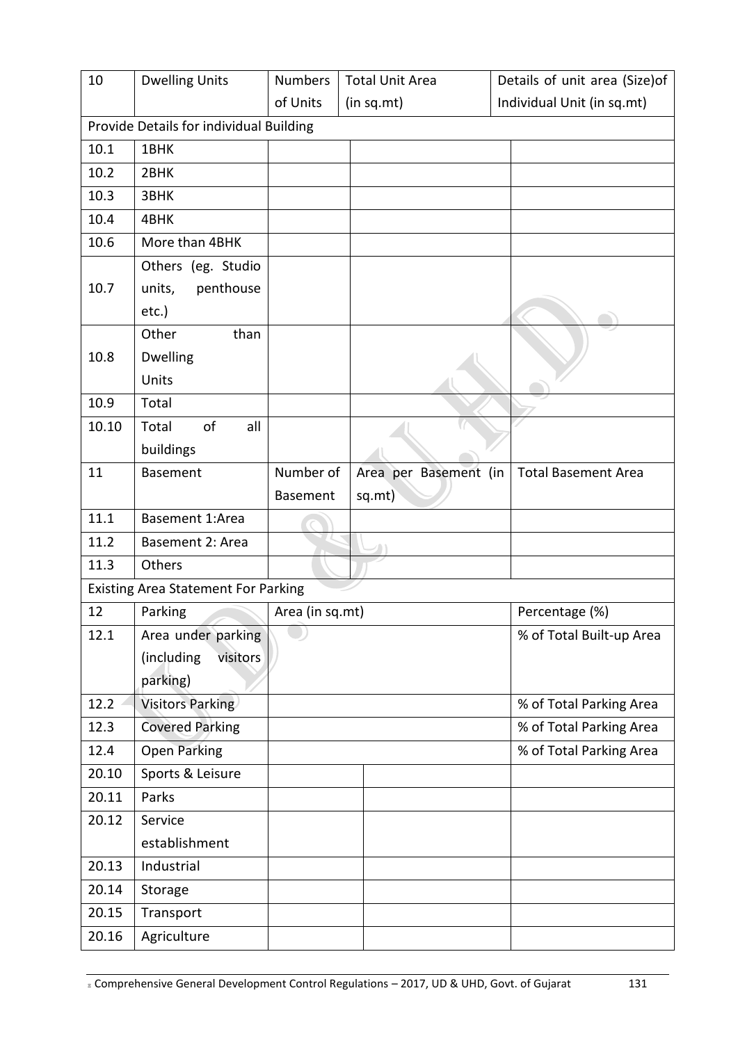| 10 | Dwelling Units | Numbers of Units | Total Unit Area (in sq.mt) | Details of unit area (Size)of Individual Unit (in sq.mt) |
|---|---|---|---|---|
| Provide Details for individual Building | | | | |
| 10.1 | 1BHK | | | |
| 10.2 | 2BHK | | | |
| 10.3 | 3BHK | | | |
| 10.4 | 4BHK | | | |
| 10.6 | More than 4BHK | | | |
| 10.7 | Others (eg. Studio units, penthouse etc.) | | | |
| 10.8 | Other than Dwelling Units | | | |
| 10.9 | Total | | | |
| 10.10 | Total of all buildings | | | |
| 11 | Basement | Number of Basement | Area per Basement (in sq.mt) | Total Basement Area |
| 11.1 | Basement 1:Area | | | |
| 11.2 | Basement 2: Area | | | |
| 11.3 | Others | | | |
| Existing Area Statement For Parking | | | | |
| 12 | Parking | Area (in sq.mt) | | Percentage (%) |
| 12.1 | Area under parking (including visitors parking) | | | % of Total Built-up Area |
| 12.2 | Visitors Parking | | | % of Total Parking Area |
| 12.3 | Covered Parking | | | % of Total Parking Area |
| 12.4 | Open Parking | | | % of Total Parking Area |
| 20.10 | Sports & Leisure | | | |
| 20.11 | Parks | | | |
| 20.12 | Service establishment | | | |
| 20.13 | Industrial | | | |
| 20.14 | Storage | | | |
| 20.15 | Transport | | | |
| 20.16 | Agriculture | | | |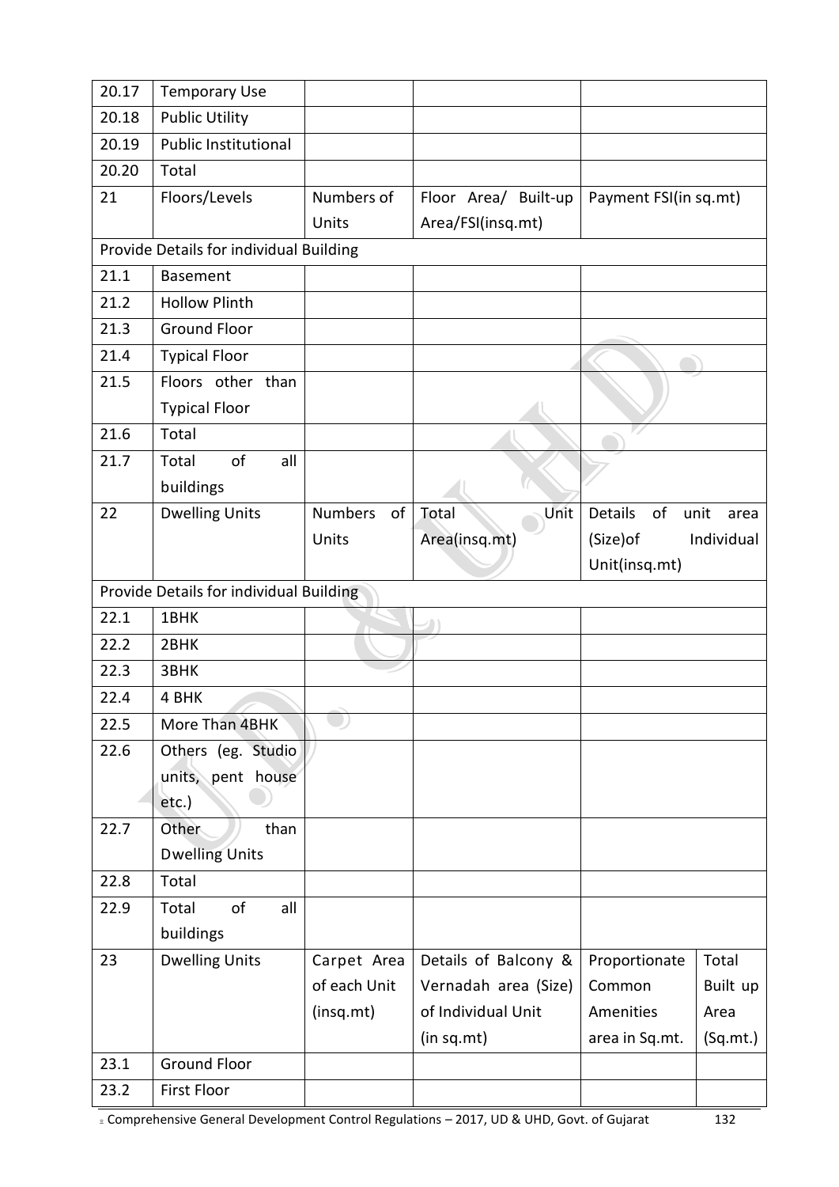| 20.17 | Temporary Use | | | | |
|---|---|---|---|---|---|
| 20.18 | Public Utility | | | | |
| 20.19 | Public Institutional | | | | |
| 20.20 | Total | | | | |
| 21 | Floors/Levels | Numbers of Units | Floor Area/ Built-up Area/FSI(insq.mt) | Payment FSI(in sq.mt) | |
| Provide Details for individual Building | | | | | |
| 21.1 | Basement | | | | |
| 21.2 | Hollow Plinth | | | | |
| 21.3 | Ground Floor | | | | |
| 21.4 | Typical Floor | | | | |
| 21.5 | Floors other than Typical Floor | | | | |
| 21.6 | Total | | | | |
| 21.7 | Total of all buildings | | | | |
| 22 | Dwelling Units | Numbers of Units | Total Unit Area(insq.mt) | Details of unit area (Size)of Individual Unit(insq.mt) | |
| Provide Details for individual Building | | | | | |
| 22.1 | 1BHK | | | | |
| 22.2 | 2BHK | | | | |
| 22.3 | 3BHK | | | | |
| 22.4 | 4 BHK | | | | |
| 22.5 | More Than 4BHK | | | | |
| 22.6 | Others (eg. Studio units, pent house etc.) | | | | |
| 22.7 | Other than Dwelling Units | | | | |
| 22.8 | Total | | | | |
| 22.9 | Total of all buildings | | | | |
| 23 | Dwelling Units | Carpet Area of each Unit (insq.mt) | Details of Balcony & Vernadah area (Size) of Individual Unit (in sq.mt) | Proportionate Common Amenities area in Sq.mt. | Total Built up Area (Sq.mt.) |
| 23.1 | Ground Floor | | | | |
| 23.2 | First Floor | | | | |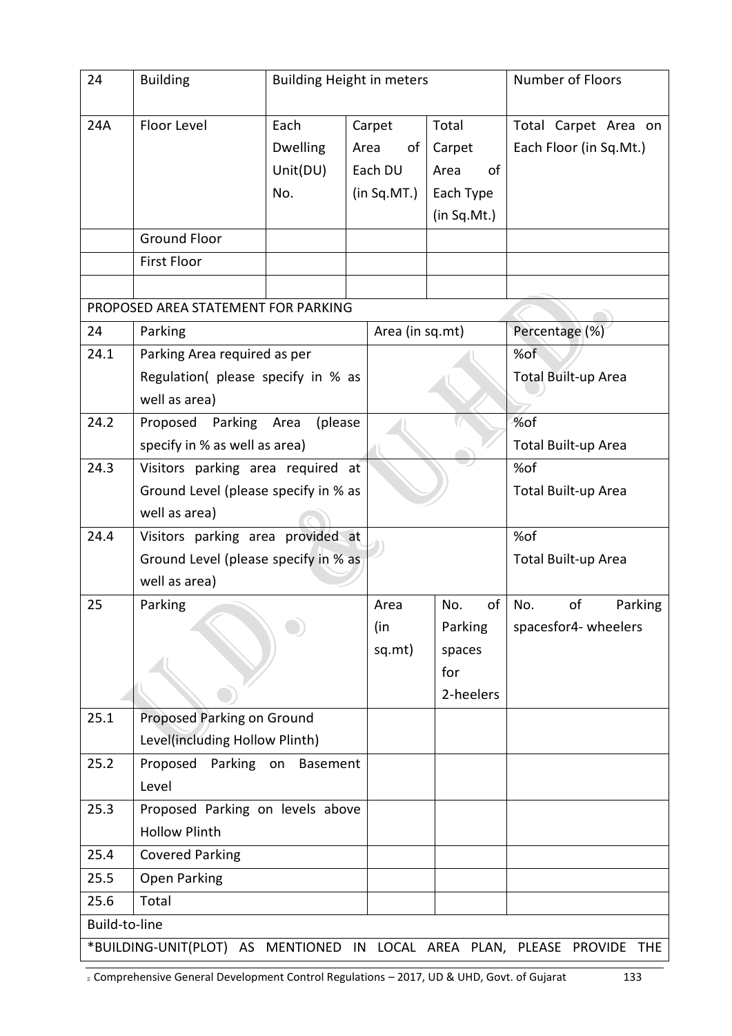| 24 | Building | Building Height in meters | | | Number of Floors |
|---|---|---|---|---|---|
| 24A | Floor Level | Each Dwelling Unit(DU) No. | Carpet Area of Each DU (in Sq.MT.) | Total Carpet Area of Each Type (in Sq.Mt.) | Total Carpet Area on Each Floor (in Sq.Mt.) |
| | Ground Floor | | | | |
| | First Floor | | | | |
| | | | | | |

| PROPOSED AREA STATEMENT FOR PARKING | | | | |
|---|---|---|---|---|
| 24 | Parking | Area (in sq.mt) | | Percentage (%) |
| 24.1 | Parking Area required as per Regulation( please specify in % as well as area) | | | %of Total Built-up Area |
| 24.2 | Proposed Parking Area (please specify in % as well as area) | | | %of Total Built-up Area |
| 24.3 | Visitors parking area required at Ground Level (please specify in % as well as area) | | | %of Total Built-up Area |
| 24.4 | Visitors parking area provided at Ground Level (please specify in % as well as area) | | | %of Total Built-up Area |
| 25 | Parking | Area (in sq.mt) | No. of Parking spaces for 2-heelers | No. of Parking spacesfor4- wheelers |
| 25.1 | Proposed Parking on Ground Level(including Hollow Plinth) | | | |
| 25.2 | Proposed Parking on Basement Level | | | |
| 25.3 | Proposed Parking on levels above Hollow Plinth | | | |
| 25.4 | Covered Parking | | | |
| 25.5 | Open Parking | | | |
| 25.6 | Total | | | |
| Build-to-line | | | | |
| *BUILDING-UNIT(PLOT) AS MENTIONED IN LOCAL AREA PLAN, PLEASE PROVIDE THE | | | | |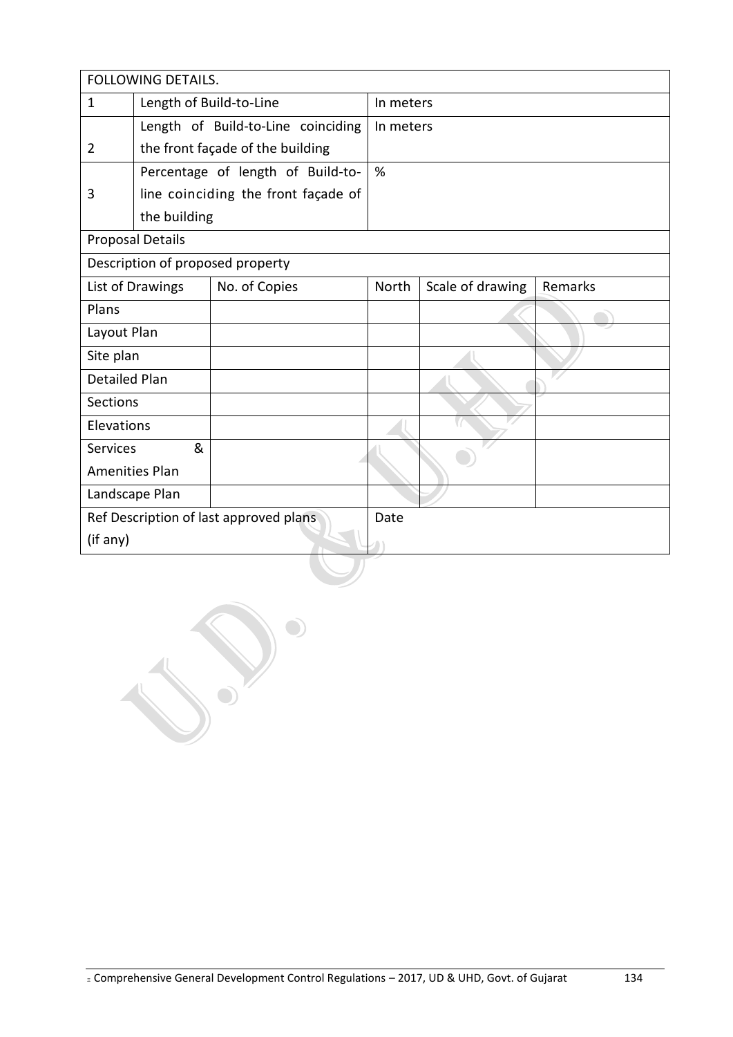| | | | | | |
|---|---|---|---|---|---|
| FOLLOWING DETAILS. | | | | | |
| 1 | Length of Build-to-Line | | In meters | | |
| 2 | Length of Build-to-Line coinciding the front façade of the building | | In meters | | |
| 3 | Percentage of length of Build-to-line coinciding the front façade of the building | | % | | |
| Proposal Details | | | | | |
| Description of proposed property | | | | | |
| List of Drawings | | No. of Copies | North | Scale of drawing | Remarks |
| Plans | | | | | |
| Layout Plan | | | | | |
| Site plan | | | | | |
| Detailed Plan | | | | | |
| Sections | | | | | |
| Elevations | | | | | |
| Services & Amenities Plan | | | | | |
| Landscape Plan | | | | | |
| Ref Description of last approved plans (if any) | | | Date | | |